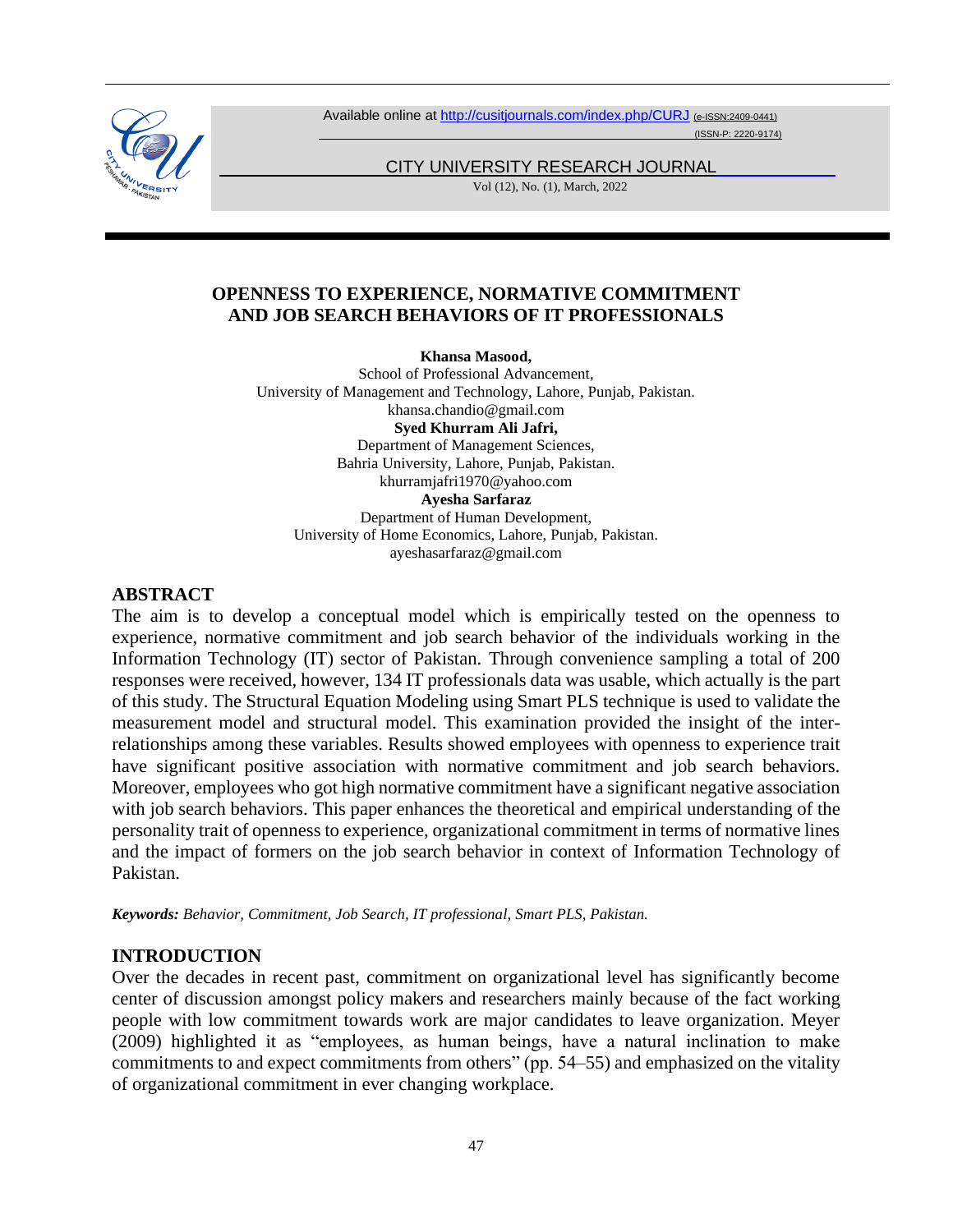# OPENNESS TO EXPERIENCE, NORMATIVE COMMITMENT AND JOB SEARCH BEHAVIORS OF IT PROFESSIONALS

**Khansa Masood,**
School of Professional Advancement,
University of Management and Technology, Lahore, Punjab, Pakistan.
khansa.chandio@gmail.com

**Syed Khurram Ali Jafri,**
Department of Management Sciences,
Bahria University, Lahore, Punjab, Pakistan.
khurramjafri1970@yahoo.com

**Ayesha Sarfaraz**
Department of Human Development,
University of Home Economics, Lahore, Punjab, Pakistan.
ayeshasarfaraz@gmail.com

## ABSTRACT

The aim is to develop a conceptual model which is empirically tested on the openness to experience, normative commitment and job search behavior of the individuals working in the Information Technology (IT) sector of Pakistan. Through convenience sampling a total of 200 responses were received, however, 134 IT professionals data was usable, which actually is the part of this study. The Structural Equation Modeling using Smart PLS technique is used to validate the measurement model and structural model. This examination provided the insight of the inter-relationships among these variables. Results showed employees with openness to experience trait have significant positive association with normative commitment and job search behaviors. Moreover, employees who got high normative commitment have a significant negative association with job search behaviors. This paper enhances the theoretical and empirical understanding of the personality trait of openness to experience, organizational commitment in terms of normative lines and the impact of formers on the job search behavior in context of Information Technology of Pakistan.

***Keywords:** Behavior, Commitment, Job Search, IT professional, Smart PLS, Pakistan.*

## INTRODUCTION

Over the decades in recent past, commitment on organizational level has significantly become center of discussion amongst policy makers and researchers mainly because of the fact working people with low commitment towards work are major candidates to leave organization. Meyer (2009) highlighted it as "employees, as human beings, have a natural inclination to make commitments to and expect commitments from others" (pp. 54–55) and emphasized on the vitality of organizational commitment in ever changing workplace.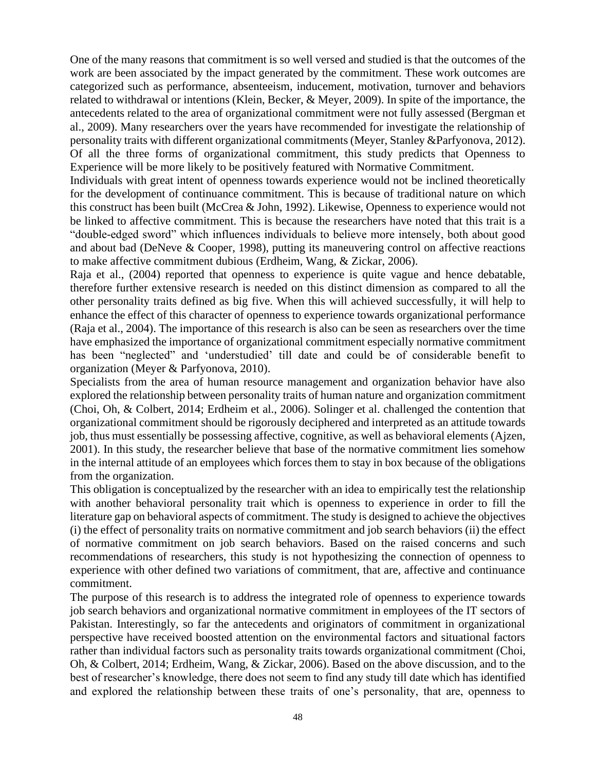One of the many reasons that commitment is so well versed and studied is that the outcomes of the work are been associated by the impact generated by the commitment. These work outcomes are categorized such as performance, absenteeism, inducement, motivation, turnover and behaviors related to withdrawal or intentions (Klein, Becker, & Meyer, 2009). In spite of the importance, the antecedents related to the area of organizational commitment were not fully assessed (Bergman et al., 2009). Many researchers over the years have recommended for investigate the relationship of personality traits with different organizational commitments (Meyer, Stanley &Parfyonova, 2012). Of all the three forms of organizational commitment, this study predicts that Openness to Experience will be more likely to be positively featured with Normative Commitment.

Individuals with great intent of openness towards experience would not be inclined theoretically for the development of continuance commitment. This is because of traditional nature on which this construct has been built (McCrea & John, 1992). Likewise, Openness to experience would not be linked to affective commitment. This is because the researchers have noted that this trait is a "double-edged sword" which influences individuals to believe more intensely, both about good and about bad (DeNeve & Cooper, 1998), putting its maneuvering control on affective reactions to make affective commitment dubious (Erdheim, Wang, & Zickar, 2006).

Raja et al., (2004) reported that openness to experience is quite vague and hence debatable, therefore further extensive research is needed on this distinct dimension as compared to all the other personality traits defined as big five. When this will achieved successfully, it will help to enhance the effect of this character of openness to experience towards organizational performance (Raja et al., 2004). The importance of this research is also can be seen as researchers over the time have emphasized the importance of organizational commitment especially normative commitment has been "neglected" and 'understudied' till date and could be of considerable benefit to organization (Meyer & Parfyonova, 2010).

Specialists from the area of human resource management and organization behavior have also explored the relationship between personality traits of human nature and organization commitment (Choi, Oh, & Colbert, 2014; Erdheim et al., 2006). Solinger et al. challenged the contention that organizational commitment should be rigorously deciphered and interpreted as an attitude towards job, thus must essentially be possessing affective, cognitive, as well as behavioral elements (Ajzen, 2001). In this study, the researcher believe that base of the normative commitment lies somehow in the internal attitude of an employees which forces them to stay in box because of the obligations from the organization.

This obligation is conceptualized by the researcher with an idea to empirically test the relationship with another behavioral personality trait which is openness to experience in order to fill the literature gap on behavioral aspects of commitment. The study is designed to achieve the objectives (i) the effect of personality traits on normative commitment and job search behaviors (ii) the effect of normative commitment on job search behaviors. Based on the raised concerns and such recommendations of researchers, this study is not hypothesizing the connection of openness to experience with other defined two variations of commitment, that are, affective and continuance commitment.

The purpose of this research is to address the integrated role of openness to experience towards job search behaviors and organizational normative commitment in employees of the IT sectors of Pakistan. Interestingly, so far the antecedents and originators of commitment in organizational perspective have received boosted attention on the environmental factors and situational factors rather than individual factors such as personality traits towards organizational commitment (Choi, Oh, & Colbert, 2014; Erdheim, Wang, & Zickar, 2006). Based on the above discussion, and to the best of researcher's knowledge, there does not seem to find any study till date which has identified and explored the relationship between these traits of one's personality, that are, openness to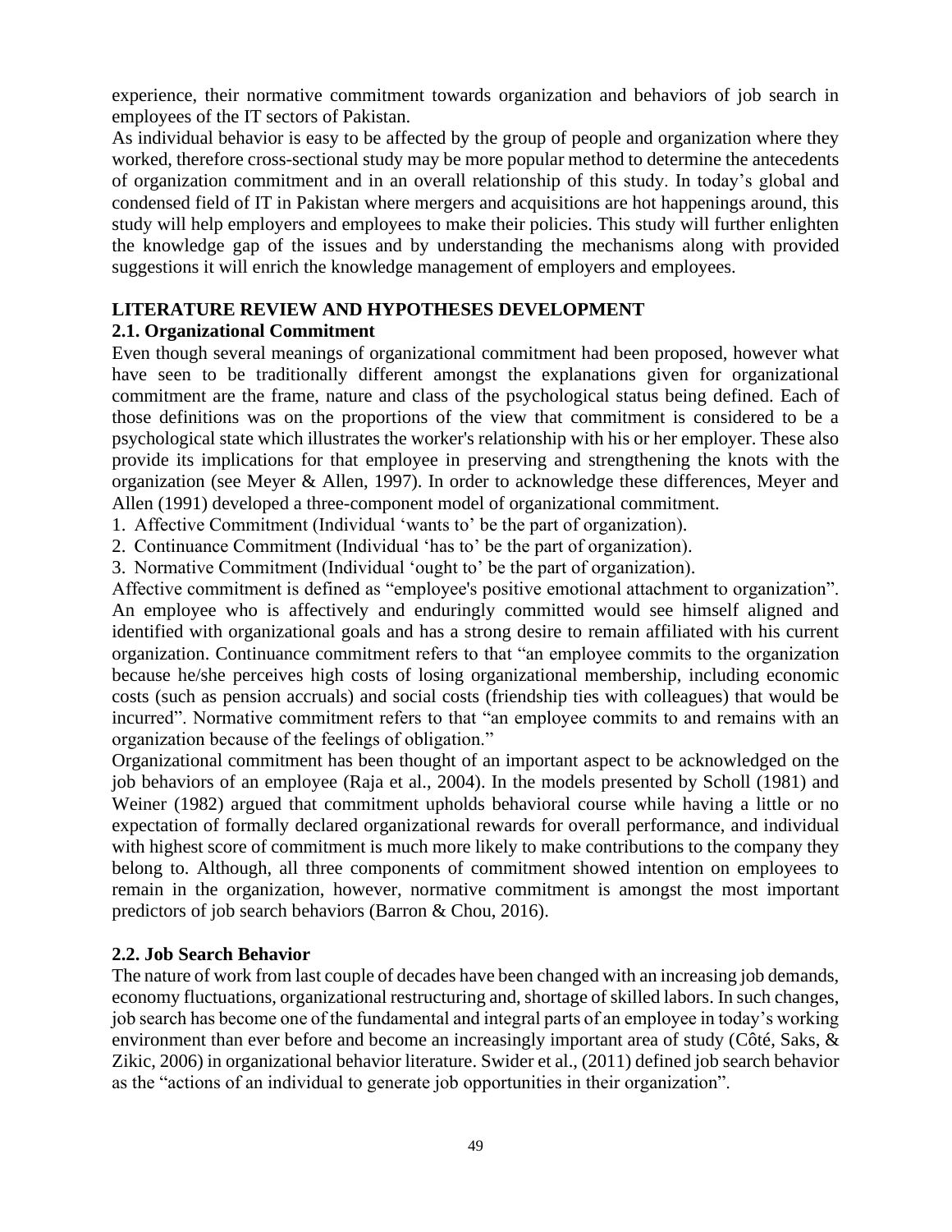experience, their normative commitment towards organization and behaviors of job search in employees of the IT sectors of Pakistan.

As individual behavior is easy to be affected by the group of people and organization where they worked, therefore cross-sectional study may be more popular method to determine the antecedents of organization commitment and in an overall relationship of this study. In today's global and condensed field of IT in Pakistan where mergers and acquisitions are hot happenings around, this study will help employers and employees to make their policies. This study will further enlighten the knowledge gap of the issues and by understanding the mechanisms along with provided suggestions it will enrich the knowledge management of employers and employees.

## LITERATURE REVIEW AND HYPOTHESES DEVELOPMENT

### 2.1. Organizational Commitment

Even though several meanings of organizational commitment had been proposed, however what have seen to be traditionally different amongst the explanations given for organizational commitment are the frame, nature and class of the psychological status being defined. Each of those definitions was on the proportions of the view that commitment is considered to be a psychological state which illustrates the worker's relationship with his or her employer. These also provide its implications for that employee in preserving and strengthening the knots with the organization (see Meyer & Allen, 1997). In order to acknowledge these differences, Meyer and Allen (1991) developed a three-component model of organizational commitment.

1. Affective Commitment (Individual 'wants to' be the part of organization).
2. Continuance Commitment (Individual 'has to' be the part of organization).
3. Normative Commitment (Individual 'ought to' be the part of organization).

Affective commitment is defined as "employee's positive emotional attachment to organization". An employee who is affectively and enduringly committed would see himself aligned and identified with organizational goals and has a strong desire to remain affiliated with his current organization. Continuance commitment refers to that "an employee commits to the organization because he/she perceives high costs of losing organizational membership, including economic costs (such as pension accruals) and social costs (friendship ties with colleagues) that would be incurred". Normative commitment refers to that "an employee commits to and remains with an organization because of the feelings of obligation."

Organizational commitment has been thought of an important aspect to be acknowledged on the job behaviors of an employee (Raja et al., 2004). In the models presented by Scholl (1981) and Weiner (1982) argued that commitment upholds behavioral course while having a little or no expectation of formally declared organizational rewards for overall performance, and individual with highest score of commitment is much more likely to make contributions to the company they belong to. Although, all three components of commitment showed intention on employees to remain in the organization, however, normative commitment is amongst the most important predictors of job search behaviors (Barron & Chou, 2016).

### 2.2. Job Search Behavior

The nature of work from last couple of decades have been changed with an increasing job demands, economy fluctuations, organizational restructuring and, shortage of skilled labors. In such changes, job search has become one of the fundamental and integral parts of an employee in today's working environment than ever before and become an increasingly important area of study (Côté, Saks, & Zikic, 2006) in organizational behavior literature. Swider et al., (2011) defined job search behavior as the "actions of an individual to generate job opportunities in their organization".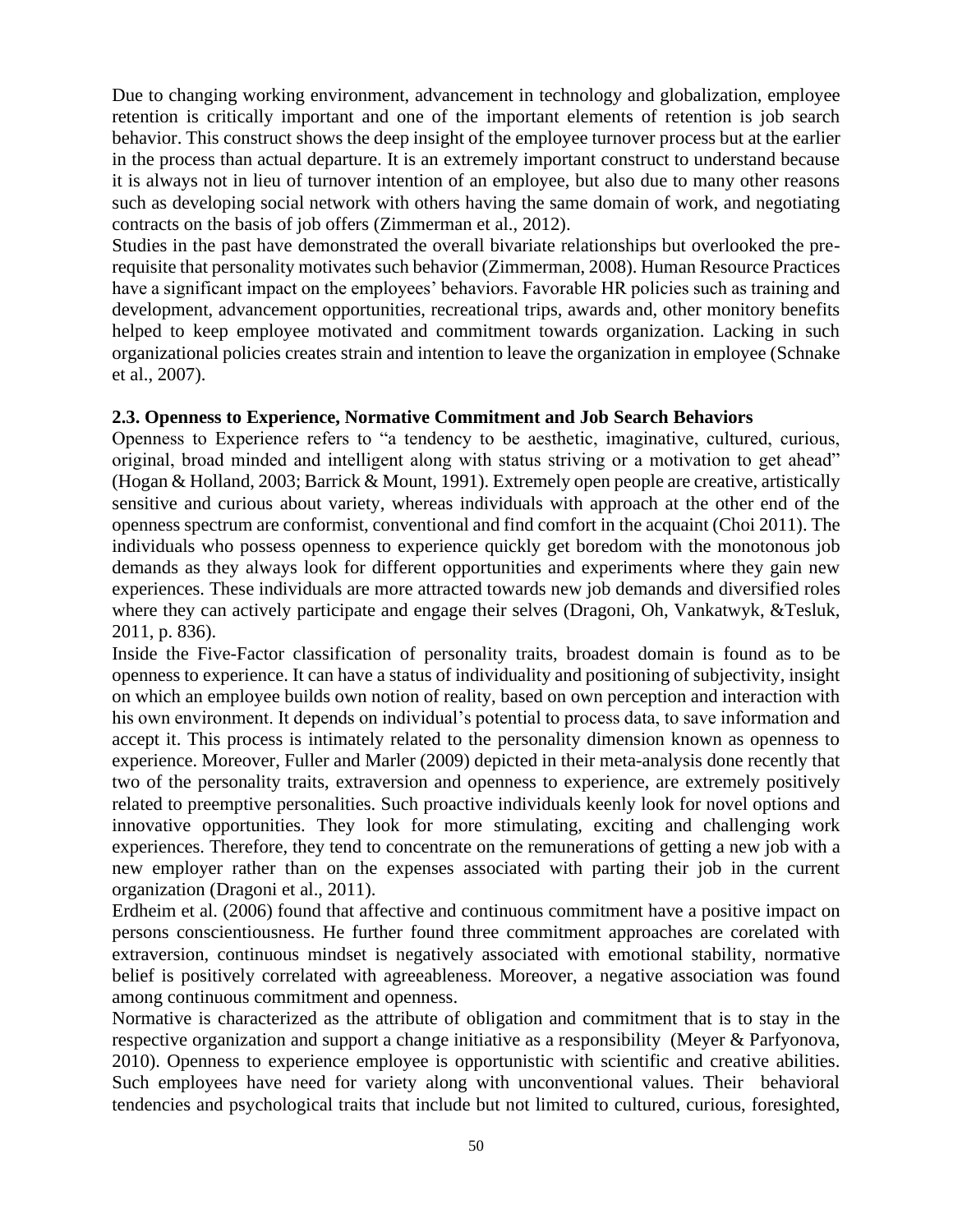Due to changing working environment, advancement in technology and globalization, employee retention is critically important and one of the important elements of retention is job search behavior. This construct shows the deep insight of the employee turnover process but at the earlier in the process than actual departure. It is an extremely important construct to understand because it is always not in lieu of turnover intention of an employee, but also due to many other reasons such as developing social network with others having the same domain of work, and negotiating contracts on the basis of job offers (Zimmerman et al., 2012).

Studies in the past have demonstrated the overall bivariate relationships but overlooked the pre-requisite that personality motivates such behavior (Zimmerman, 2008). Human Resource Practices have a significant impact on the employees' behaviors. Favorable HR policies such as training and development, advancement opportunities, recreational trips, awards and, other monitory benefits helped to keep employee motivated and commitment towards organization. Lacking in such organizational policies creates strain and intention to leave the organization in employee (Schnake et al., 2007).

### 2.3. Openness to Experience, Normative Commitment and Job Search Behaviors

Openness to Experience refers to "a tendency to be aesthetic, imaginative, cultured, curious, original, broad minded and intelligent along with status striving or a motivation to get ahead" (Hogan & Holland, 2003; Barrick & Mount, 1991). Extremely open people are creative, artistically sensitive and curious about variety, whereas individuals with approach at the other end of the openness spectrum are conformist, conventional and find comfort in the acquaint (Choi 2011). The individuals who possess openness to experience quickly get boredom with the monotonous job demands as they always look for different opportunities and experiments where they gain new experiences. These individuals are more attracted towards new job demands and diversified roles where they can actively participate and engage their selves (Dragoni, Oh, Vankatwyk, &Tesluk, 2011, p. 836).

Inside the Five-Factor classification of personality traits, broadest domain is found as to be openness to experience. It can have a status of individuality and positioning of subjectivity, insight on which an employee builds own notion of reality, based on own perception and interaction with his own environment. It depends on individual's potential to process data, to save information and accept it. This process is intimately related to the personality dimension known as openness to experience. Moreover, Fuller and Marler (2009) depicted in their meta-analysis done recently that two of the personality traits, extraversion and openness to experience, are extremely positively related to preemptive personalities. Such proactive individuals keenly look for novel options and innovative opportunities. They look for more stimulating, exciting and challenging work experiences. Therefore, they tend to concentrate on the remunerations of getting a new job with a new employer rather than on the expenses associated with parting their job in the current organization (Dragoni et al., 2011).

Erdheim et al. (2006) found that affective and continuous commitment have a positive impact on persons conscientiousness. He further found three commitment approaches are corelated with extraversion, continuous mindset is negatively associated with emotional stability, normative belief is positively correlated with agreeableness. Moreover, a negative association was found among continuous commitment and openness.

Normative is characterized as the attribute of obligation and commitment that is to stay in the respective organization and support a change initiative as a responsibility (Meyer & Parfyonova, 2010). Openness to experience employee is opportunistic with scientific and creative abilities. Such employees have need for variety along with unconventional values. Their behavioral tendencies and psychological traits that include but not limited to cultured, curious, foresighted,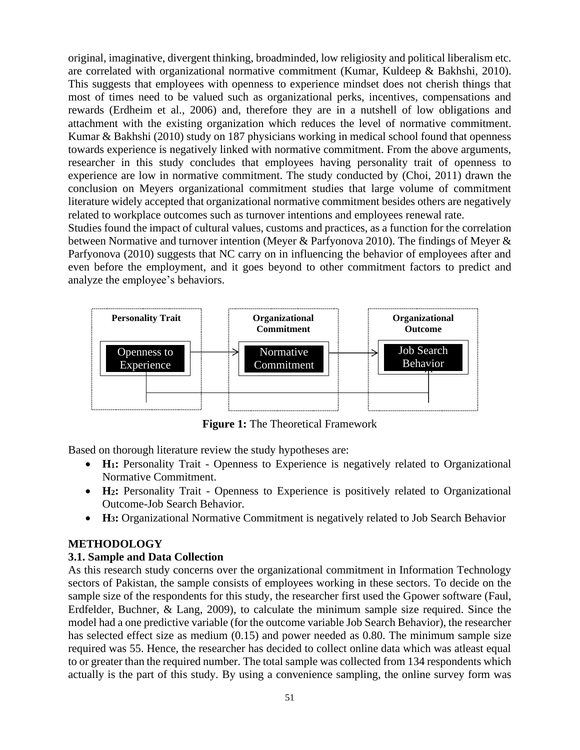original, imaginative, divergent thinking, broadminded, low religiosity and political liberalism etc. are correlated with organizational normative commitment (Kumar, Kuldeep & Bakhshi, 2010). This suggests that employees with openness to experience mindset does not cherish things that most of times need to be valued such as organizational perks, incentives, compensations and rewards (Erdheim et al., 2006) and, therefore they are in a nutshell of low obligations and attachment with the existing organization which reduces the level of normative commitment. Kumar & Bakhshi (2010) study on 187 physicians working in medical school found that openness towards experience is negatively linked with normative commitment. From the above arguments, researcher in this study concludes that employees having personality trait of openness to experience are low in normative commitment. The study conducted by (Choi, 2011) drawn the conclusion on Meyers organizational commitment studies that large volume of commitment literature widely accepted that organizational normative commitment besides others are negatively related to workplace outcomes such as turnover intentions and employees renewal rate.

Studies found the impact of cultural values, customs and practices, as a function for the correlation between Normative and turnover intention (Meyer & Parfyonova 2010). The findings of Meyer & Parfyonova (2010) suggests that NC carry on in influencing the behavior of employees after and even before the employment, and it goes beyond to other commitment factors to predict and analyze the employee's behaviors.

| Personality Trait | Organizational Commitment | Organizational Outcome |
| --- | --- | --- |
| Openness to Experience | Normative Commitment | Job Search Behavior |

**Figure 1:** The Theoretical Framework

Based on thorough literature review the study hypotheses are:

- **$H_1$:** Personality Trait - Openness to Experience is negatively related to Organizational Normative Commitment.
- **$H_2$:** Personality Trait - Openness to Experience is positively related to Organizational Outcome-Job Search Behavior.
- **$H_3$:** Organizational Normative Commitment is negatively related to Job Search Behavior

## METHODOLOGY

### 3.1. Sample and Data Collection

As this research study concerns over the organizational commitment in Information Technology sectors of Pakistan, the sample consists of employees working in these sectors. To decide on the sample size of the respondents for this study, the researcher first used the Gpower software (Faul, Erdfelder, Buchner, & Lang, 2009), to calculate the minimum sample size required. Since the model had a one predictive variable (for the outcome variable Job Search Behavior), the researcher has selected effect size as medium (0.15) and power needed as 0.80. The minimum sample size required was 55. Hence, the researcher has decided to collect online data which was atleast equal to or greater than the required number. The total sample was collected from 134 respondents which actually is the part of this study. By using a convenience sampling, the online survey form was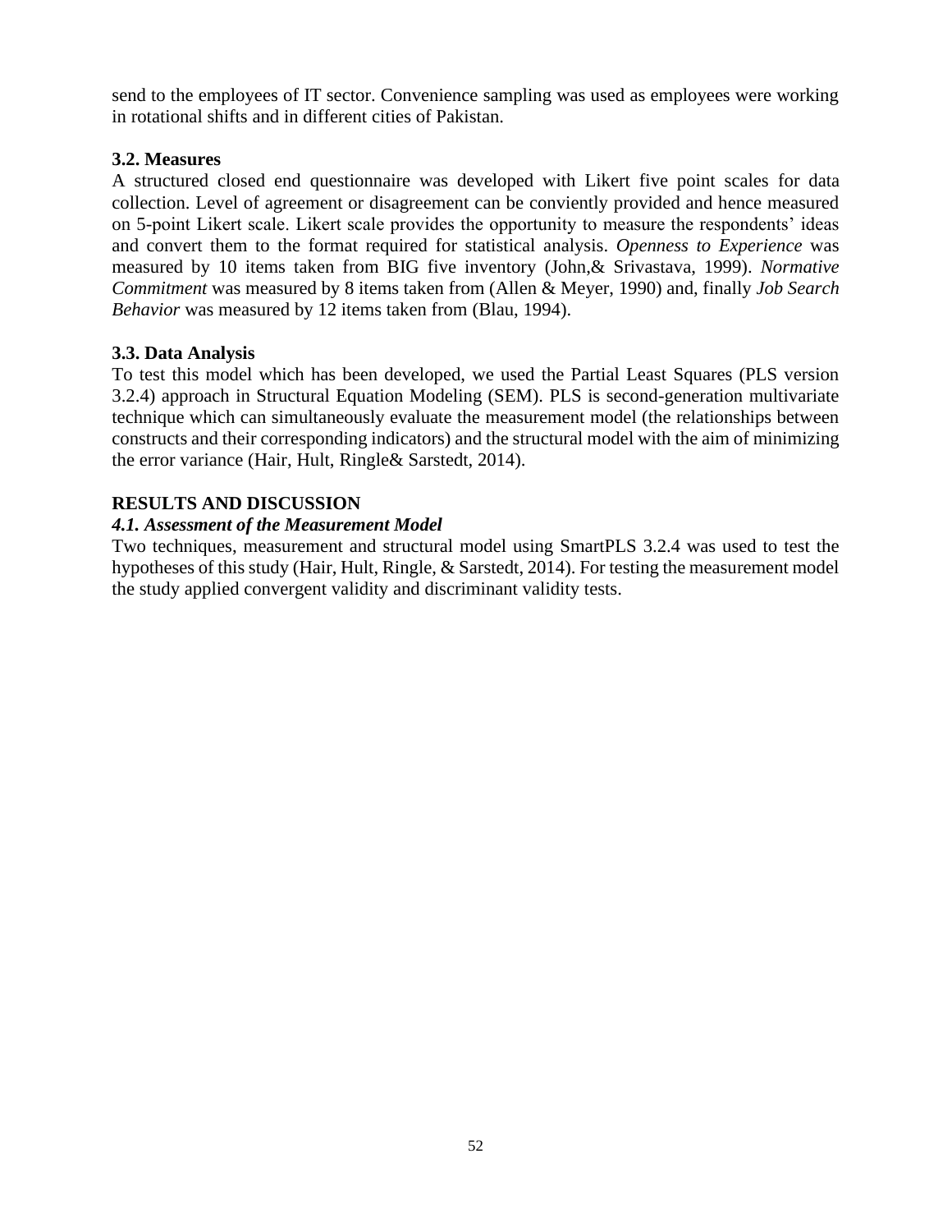send to the employees of IT sector. Convenience sampling was used as employees were working in rotational shifts and in different cities of Pakistan.

### 3.2. Measures

A structured closed end questionnaire was developed with Likert five point scales for data collection. Level of agreement or disagreement can be conviently provided and hence measured on 5-point Likert scale. Likert scale provides the opportunity to measure the respondents' ideas and convert them to the format required for statistical analysis. *Openness to Experience* was measured by 10 items taken from BIG five inventory (John,& Srivastava, 1999). *Normative Commitment* was measured by 8 items taken from (Allen & Meyer, 1990) and, finally *Job Search Behavior* was measured by 12 items taken from (Blau, 1994).

### 3.3. Data Analysis

To test this model which has been developed, we used the Partial Least Squares (PLS version 3.2.4) approach in Structural Equation Modeling (SEM). PLS is second-generation multivariate technique which can simultaneously evaluate the measurement model (the relationships between constructs and their corresponding indicators) and the structural model with the aim of minimizing the error variance (Hair, Hult, Ringle& Sarstedt, 2014).

## RESULTS AND DISCUSSION

### *4.1. Assessment of the Measurement Model*

Two techniques, measurement and structural model using SmartPLS 3.2.4 was used to test the hypotheses of this study (Hair, Hult, Ringle, & Sarstedt, 2014). For testing the measurement model the study applied convergent validity and discriminant validity tests.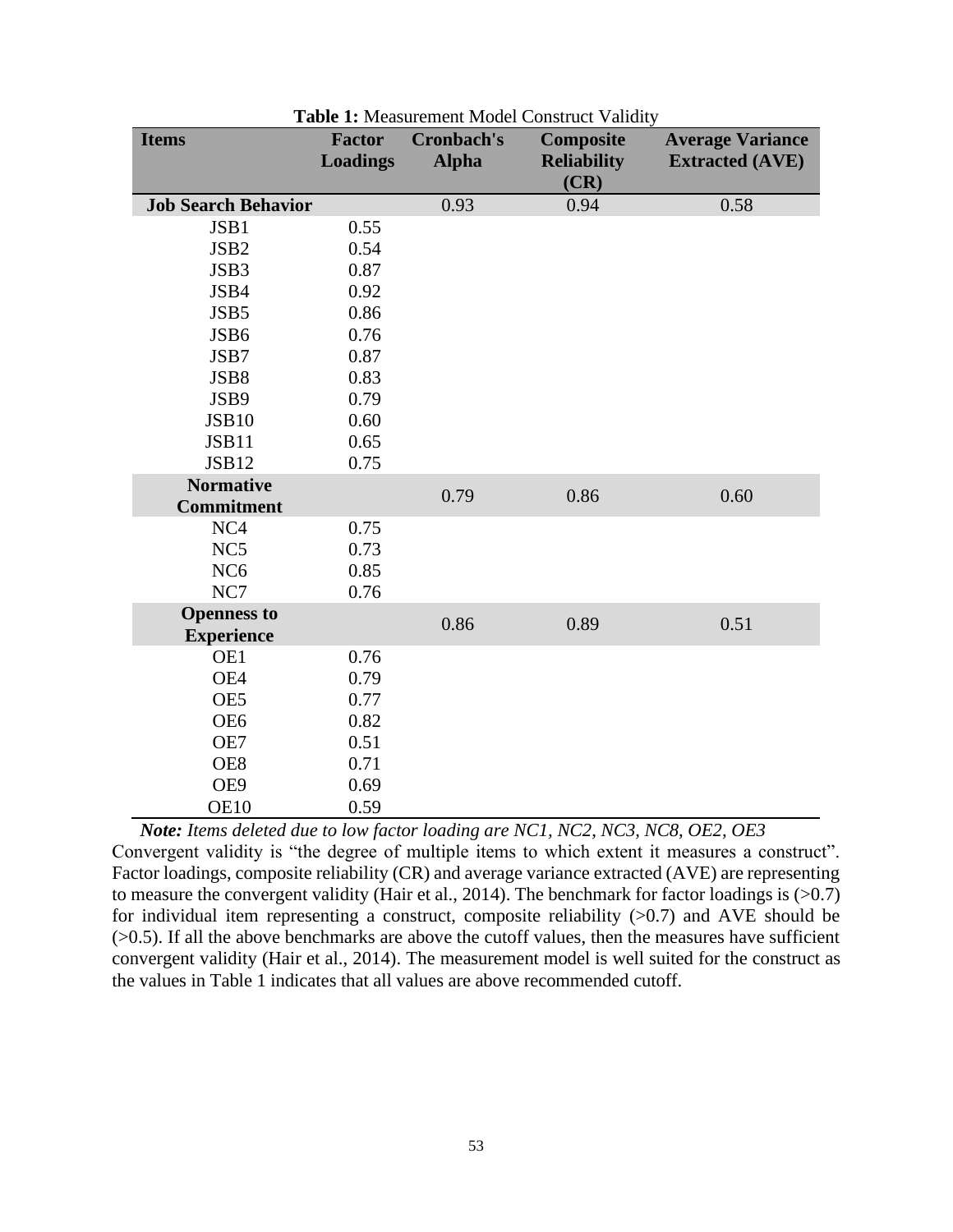**Table 1:** Measurement Model Construct Validity

| Items | Factor Loadings | Cronbach's Alpha | Composite Reliability (CR) | Average Variance Extracted (AVE) |
|---|---|---|---|---|
| **Job Search Behavior** | | 0.93 | 0.94 | 0.58 |
| JSB1 | 0.55 | | | |
| JSB2 | 0.54 | | | |
| JSB3 | 0.87 | | | |
| JSB4 | 0.92 | | | |
| JSB5 | 0.86 | | | |
| JSB6 | 0.76 | | | |
| JSB7 | 0.87 | | | |
| JSB8 | 0.83 | | | |
| JSB9 | 0.79 | | | |
| JSB10 | 0.60 | | | |
| JSB11 | 0.65 | | | |
| JSB12 | 0.75 | | | |
| **Normative Commitment** | | 0.79 | 0.86 | 0.60 |
| NC4 | 0.75 | | | |
| NC5 | 0.73 | | | |
| NC6 | 0.85 | | | |
| NC7 | 0.76 | | | |
| **Openness to Experience** | | 0.86 | 0.89 | 0.51 |
| OE1 | 0.76 | | | |
| OE4 | 0.79 | | | |
| OE5 | 0.77 | | | |
| OE6 | 0.82 | | | |
| OE7 | 0.51 | | | |
| OE8 | 0.71 | | | |
| OE9 | 0.69 | | | |
| OE10 | 0.59 | | | |

***Note:*** *Items deleted due to low factor loading are NC1, NC2, NC3, NC8, OE2, OE3*

Convergent validity is "the degree of multiple items to which extent it measures a construct". Factor loadings, composite reliability (CR) and average variance extracted (AVE) are representing to measure the convergent validity (Hair et al., 2014). The benchmark for factor loadings is (>0.7) for individual item representing a construct, composite reliability (>0.7) and AVE should be (>0.5). If all the above benchmarks are above the cutoff values, then the measures have sufficient convergent validity (Hair et al., 2014). The measurement model is well suited for the construct as the values in Table 1 indicates that all values are above recommended cutoff.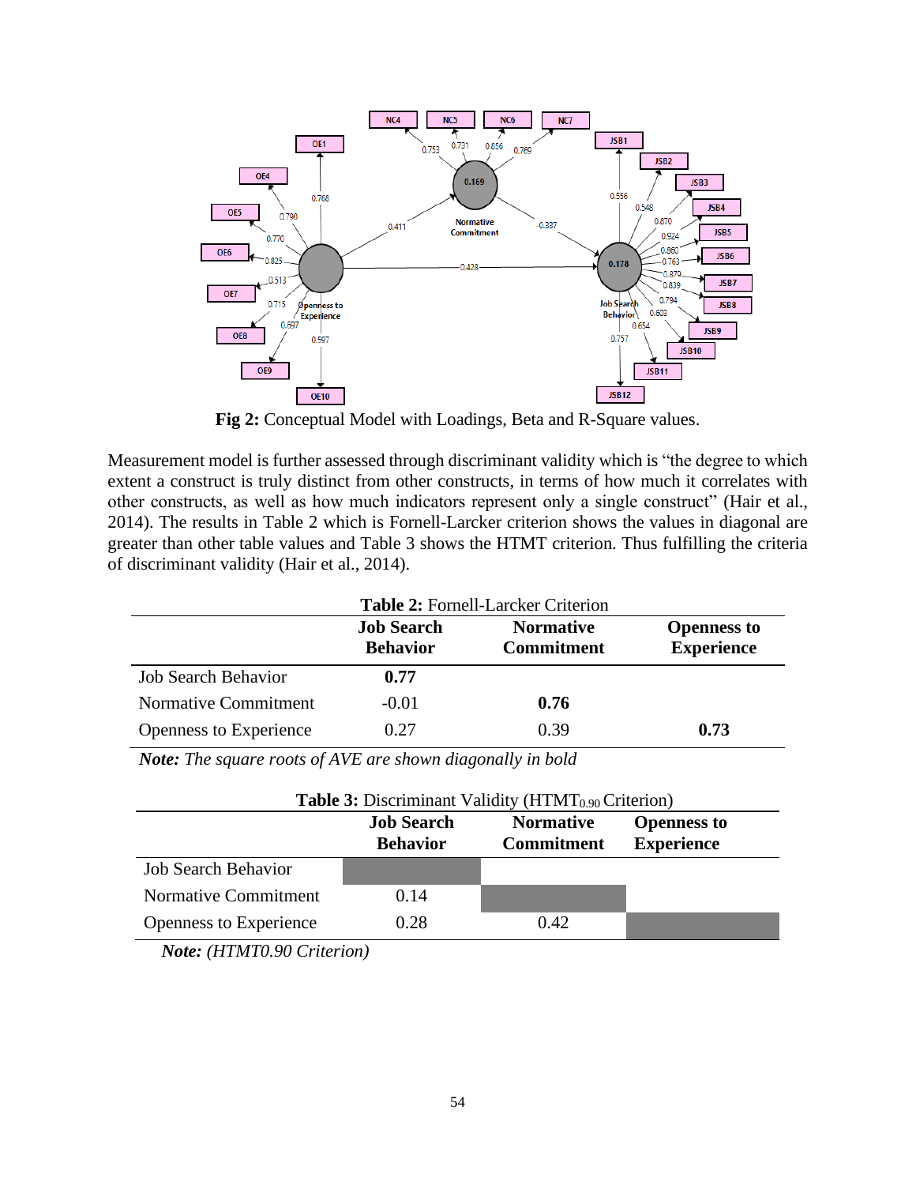Fig 2: Conceptual Model with Loadings, Beta and R-Square values.

Measurement model is further assessed through discriminant validity which is "the degree to which extent a construct is truly distinct from other constructs, in terms of how much it correlates with other constructs, as well as how much indicators represent only a single construct" (Hair et al., 2014). The results in Table 2 which is Fornell-Larcker criterion shows the values in diagonal are greater than other table values and Table 3 shows the HTMT criterion. Thus fulfilling the criteria of discriminant validity (Hair et al., 2014).

**Table 2:** Fornell-Larcker Criterion

| | **Job Search Behavior** | **Normative Commitment** | **Openness to Experience** |
|---|---|---|---|
| Job Search Behavior | **0.77** | | |
| Normative Commitment | -0.01 | **0.76** | |
| Openness to Experience | 0.27 | 0.39 | **0.73** |

***Note:*** *The square roots of AVE are shown diagonally in bold*

**Table 3:** Discriminant Validity (HTMT$_{0.90}$ Criterion)

| | **Job Search Behavior** | **Normative Commitment** | **Openness to Experience** |
|---|---|---|---|
| Job Search Behavior | | | |
| Normative Commitment | 0.14 | | |
| Openness to Experience | 0.28 | 0.42 | |

***Note:*** *(HTMT0.90 Criterion)*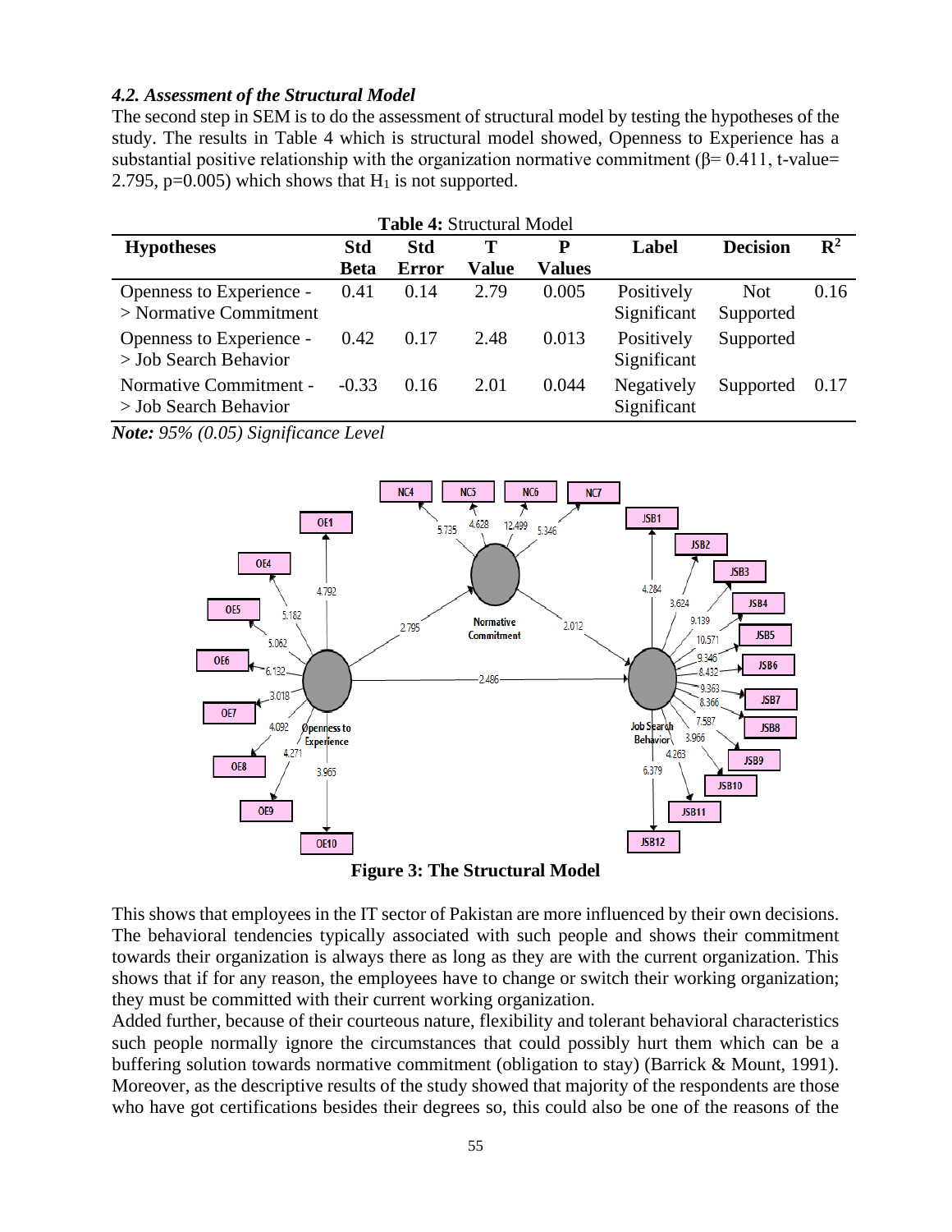### *4.2. Assessment of the Structural Model*

The second step in SEM is to do the assessment of structural model by testing the hypotheses of the study. The results in Table 4 which is structural model showed, Openness to Experience has a substantial positive relationship with the organization normative commitment (β= 0.411, t-value= 2.795, p=0.005) which shows that $H_1$ is not supported.

**Table 4:** Structural Model

| Hypotheses | Std Beta | Std Error | T Value | P Values | Label | Decision | $R^2$ |
|---|---|---|---|---|---|---|---|
| Openness to Experience -> Normative Commitment | 0.41 | 0.14 | 2.79 | 0.005 | Positively Significant | Not Supported | 0.16 |
| Openness to Experience -> Job Search Behavior | 0.42 | 0.17 | 2.48 | 0.013 | Positively Significant | Supported | |
| Normative Commitment -> Job Search Behavior | -0.33 | 0.16 | 2.01 | 0.044 | Negatively Significant | Supported | 0.17 |

***Note:*** *95% (0.05) Significance Level*

**Figure 3: The Structural Model**

This shows that employees in the IT sector of Pakistan are more influenced by their own decisions. The behavioral tendencies typically associated with such people and shows their commitment towards their organization is always there as long as they are with the current organization. This shows that if for any reason, the employees have to change or switch their working organization; they must be committed with their current working organization.

Added further, because of their courteous nature, flexibility and tolerant behavioral characteristics such people normally ignore the circumstances that could possibly hurt them which can be a buffering solution towards normative commitment (obligation to stay) (Barrick & Mount, 1991). Moreover, as the descriptive results of the study showed that majority of the respondents are those who have got certifications besides their degrees so, this could also be one of the reasons of the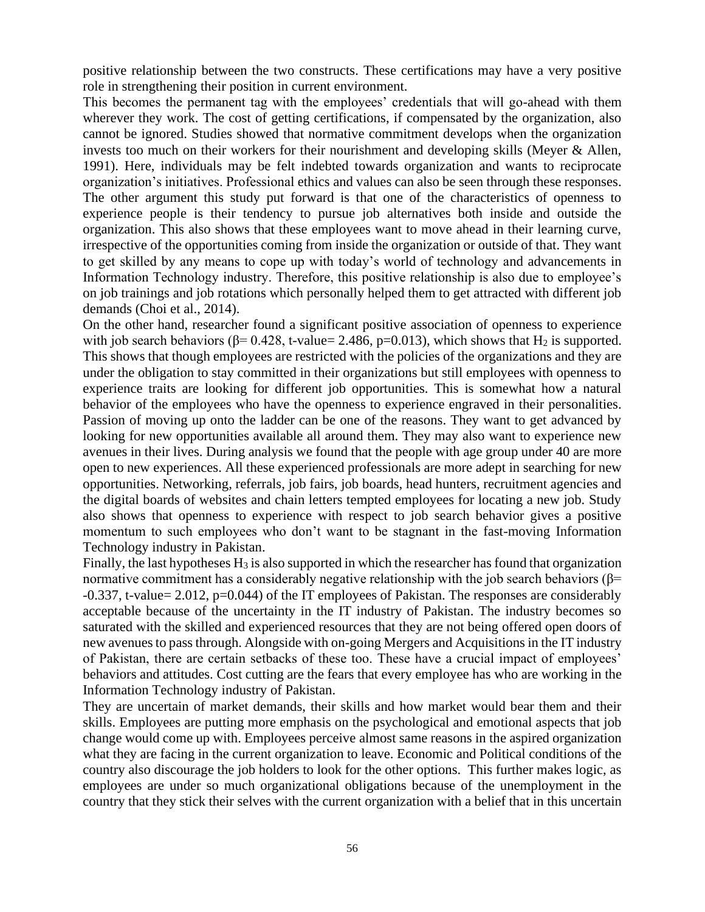positive relationship between the two constructs. These certifications may have a very positive role in strengthening their position in current environment.

This becomes the permanent tag with the employees' credentials that will go-ahead with them wherever they work. The cost of getting certifications, if compensated by the organization, also cannot be ignored. Studies showed that normative commitment develops when the organization invests too much on their workers for their nourishment and developing skills (Meyer & Allen, 1991). Here, individuals may be felt indebted towards organization and wants to reciprocate organization's initiatives. Professional ethics and values can also be seen through these responses. The other argument this study put forward is that one of the characteristics of openness to experience people is their tendency to pursue job alternatives both inside and outside the organization. This also shows that these employees want to move ahead in their learning curve, irrespective of the opportunities coming from inside the organization or outside of that. They want to get skilled by any means to cope up with today's world of technology and advancements in Information Technology industry. Therefore, this positive relationship is also due to employee's on job trainings and job rotations which personally helped them to get attracted with different job demands (Choi et al., 2014).

On the other hand, researcher found a significant positive association of openness to experience with job search behaviors (β= 0.428, t-value= 2.486, p=0.013), which shows that $H_2$ is supported. This shows that though employees are restricted with the policies of the organizations and they are under the obligation to stay committed in their organizations but still employees with openness to experience traits are looking for different job opportunities. This is somewhat how a natural behavior of the employees who have the openness to experience engraved in their personalities. Passion of moving up onto the ladder can be one of the reasons. They want to get advanced by looking for new opportunities available all around them. They may also want to experience new avenues in their lives. During analysis we found that the people with age group under 40 are more open to new experiences. All these experienced professionals are more adept in searching for new opportunities. Networking, referrals, job fairs, job boards, head hunters, recruitment agencies and the digital boards of websites and chain letters tempted employees for locating a new job. Study also shows that openness to experience with respect to job search behavior gives a positive momentum to such employees who don't want to be stagnant in the fast-moving Information Technology industry in Pakistan.

Finally, the last hypotheses $H_3$ is also supported in which the researcher has found that organization normative commitment has a considerably negative relationship with the job search behaviors (β= -0.337, t-value= 2.012, p=0.044) of the IT employees of Pakistan. The responses are considerably acceptable because of the uncertainty in the IT industry of Pakistan. The industry becomes so saturated with the skilled and experienced resources that they are not being offered open doors of new avenues to pass through. Alongside with on-going Mergers and Acquisitions in the IT industry of Pakistan, there are certain setbacks of these too. These have a crucial impact of employees' behaviors and attitudes. Cost cutting are the fears that every employee has who are working in the Information Technology industry of Pakistan.

They are uncertain of market demands, their skills and how market would bear them and their skills. Employees are putting more emphasis on the psychological and emotional aspects that job change would come up with. Employees perceive almost same reasons in the aspired organization what they are facing in the current organization to leave. Economic and Political conditions of the country also discourage the job holders to look for the other options. This further makes logic, as employees are under so much organizational obligations because of the unemployment in the country that they stick their selves with the current organization with a belief that in this uncertain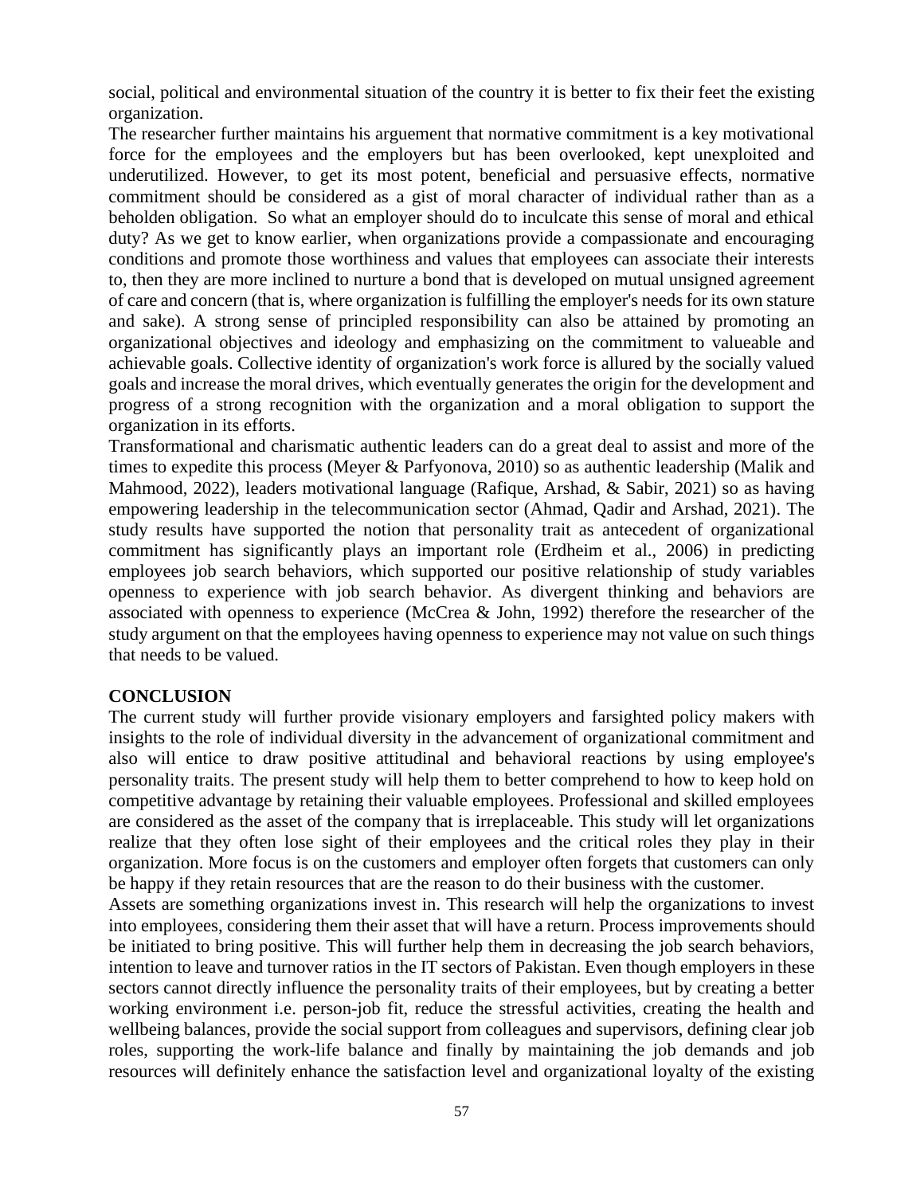social, political and environmental situation of the country it is better to fix their feet the existing organization.

The researcher further maintains his arguement that normative commitment is a key motivational force for the employees and the employers but has been overlooked, kept unexploited and underutilized. However, to get its most potent, beneficial and persuasive effects, normative commitment should be considered as a gist of moral character of individual rather than as a beholden obligation. So what an employer should do to inculcate this sense of moral and ethical duty? As we get to know earlier, when organizations provide a compassionate and encouraging conditions and promote those worthiness and values that employees can associate their interests to, then they are more inclined to nurture a bond that is developed on mutual unsigned agreement of care and concern (that is, where organization is fulfilling the employer's needs for its own stature and sake). A strong sense of principled responsibility can also be attained by promoting an organizational objectives and ideology and emphasizing on the commitment to valueable and achievable goals. Collective identity of organization's work force is allured by the socially valued goals and increase the moral drives, which eventually generates the origin for the development and progress of a strong recognition with the organization and a moral obligation to support the organization in its efforts.

Transformational and charismatic authentic leaders can do a great deal to assist and more of the times to expedite this process (Meyer & Parfyonova, 2010) so as authentic leadership (Malik and Mahmood, 2022), leaders motivational language (Rafique, Arshad, & Sabir, 2021) so as having empowering leadership in the telecommunication sector (Ahmad, Qadir and Arshad, 2021). The study results have supported the notion that personality trait as antecedent of organizational commitment has significantly plays an important role (Erdheim et al., 2006) in predicting employees job search behaviors, which supported our positive relationship of study variables openness to experience with job search behavior. As divergent thinking and behaviors are associated with openness to experience (McCrea & John, 1992) therefore the researcher of the study argument on that the employees having openness to experience may not value on such things that needs to be valued.

## CONCLUSION

The current study will further provide visionary employers and farsighted policy makers with insights to the role of individual diversity in the advancement of organizational commitment and also will entice to draw positive attitudinal and behavioral reactions by using employee's personality traits. The present study will help them to better comprehend to how to keep hold on competitive advantage by retaining their valuable employees. Professional and skilled employees are considered as the asset of the company that is irreplaceable. This study will let organizations realize that they often lose sight of their employees and the critical roles they play in their organization. More focus is on the customers and employer often forgets that customers can only be happy if they retain resources that are the reason to do their business with the customer.

Assets are something organizations invest in. This research will help the organizations to invest into employees, considering them their asset that will have a return. Process improvements should be initiated to bring positive. This will further help them in decreasing the job search behaviors, intention to leave and turnover ratios in the IT sectors of Pakistan. Even though employers in these sectors cannot directly influence the personality traits of their employees, but by creating a better working environment i.e. person-job fit, reduce the stressful activities, creating the health and wellbeing balances, provide the social support from colleagues and supervisors, defining clear job roles, supporting the work-life balance and finally by maintaining the job demands and job resources will definitely enhance the satisfaction level and organizational loyalty of the existing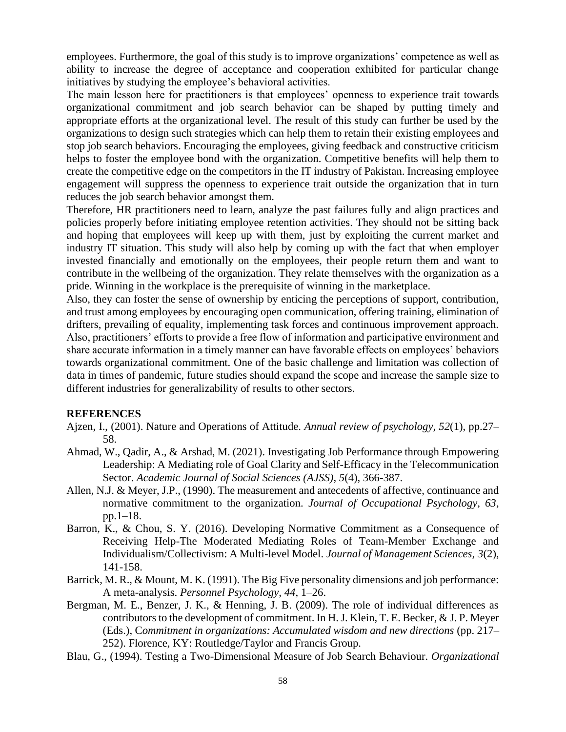employees. Furthermore, the goal of this study is to improve organizations' competence as well as ability to increase the degree of acceptance and cooperation exhibited for particular change initiatives by studying the employee's behavioral activities.

The main lesson here for practitioners is that employees' openness to experience trait towards organizational commitment and job search behavior can be shaped by putting timely and appropriate efforts at the organizational level. The result of this study can further be used by the organizations to design such strategies which can help them to retain their existing employees and stop job search behaviors. Encouraging the employees, giving feedback and constructive criticism helps to foster the employee bond with the organization. Competitive benefits will help them to create the competitive edge on the competitors in the IT industry of Pakistan. Increasing employee engagement will suppress the openness to experience trait outside the organization that in turn reduces the job search behavior amongst them.

Therefore, HR practitioners need to learn, analyze the past failures fully and align practices and policies properly before initiating employee retention activities. They should not be sitting back and hoping that employees will keep up with them, just by exploiting the current market and industry IT situation. This study will also help by coming up with the fact that when employer invested financially and emotionally on the employees, their people return them and want to contribute in the wellbeing of the organization. They relate themselves with the organization as a pride. Winning in the workplace is the prerequisite of winning in the marketplace.

Also, they can foster the sense of ownership by enticing the perceptions of support, contribution, and trust among employees by encouraging open communication, offering training, elimination of drifters, prevailing of equality, implementing task forces and continuous improvement approach. Also, practitioners' efforts to provide a free flow of information and participative environment and share accurate information in a timely manner can have favorable effects on employees' behaviors towards organizational commitment. One of the basic challenge and limitation was collection of data in times of pandemic, future studies should expand the scope and increase the sample size to different industries for generalizability of results to other sectors.

## REFERENCES

Ajzen, I., (2001). Nature and Operations of Attitude. *Annual review of psychology, 52*(1), pp.27–58.

Ahmad, W., Qadir, A., & Arshad, M. (2021). Investigating Job Performance through Empowering Leadership: A Mediating role of Goal Clarity and Self-Efficacy in the Telecommunication Sector. *Academic Journal of Social Sciences (AJSS), 5*(4), 366-387.

Allen, N.J. & Meyer, J.P., (1990). The measurement and antecedents of affective, continuance and normative commitment to the organization. *Journal of Occupational Psychology, 63*, pp.1–18.

Barron, K., & Chou, S. Y. (2016). Developing Normative Commitment as a Consequence of Receiving Help-The Moderated Mediating Roles of Team-Member Exchange and Individualism/Collectivism: A Multi-level Model. *Journal of Management Sciences, 3*(2), 141-158.

Barrick, M. R., & Mount, M. K. (1991). The Big Five personality dimensions and job performance: A meta-analysis. *Personnel Psychology, 44*, 1–26.

Bergman, M. E., Benzer, J. K., & Henning, J. B. (2009). The role of individual differences as contributors to the development of commitment. In H. J. Klein, T. E. Becker, & J. P. Meyer (Eds.), C*ommitment in organizations: Accumulated wisdom and new directions* (pp. 217–252). Florence, KY: Routledge/Taylor and Francis Group.

Blau, G., (1994). Testing a Two-Dimensional Measure of Job Search Behaviour. *Organizational*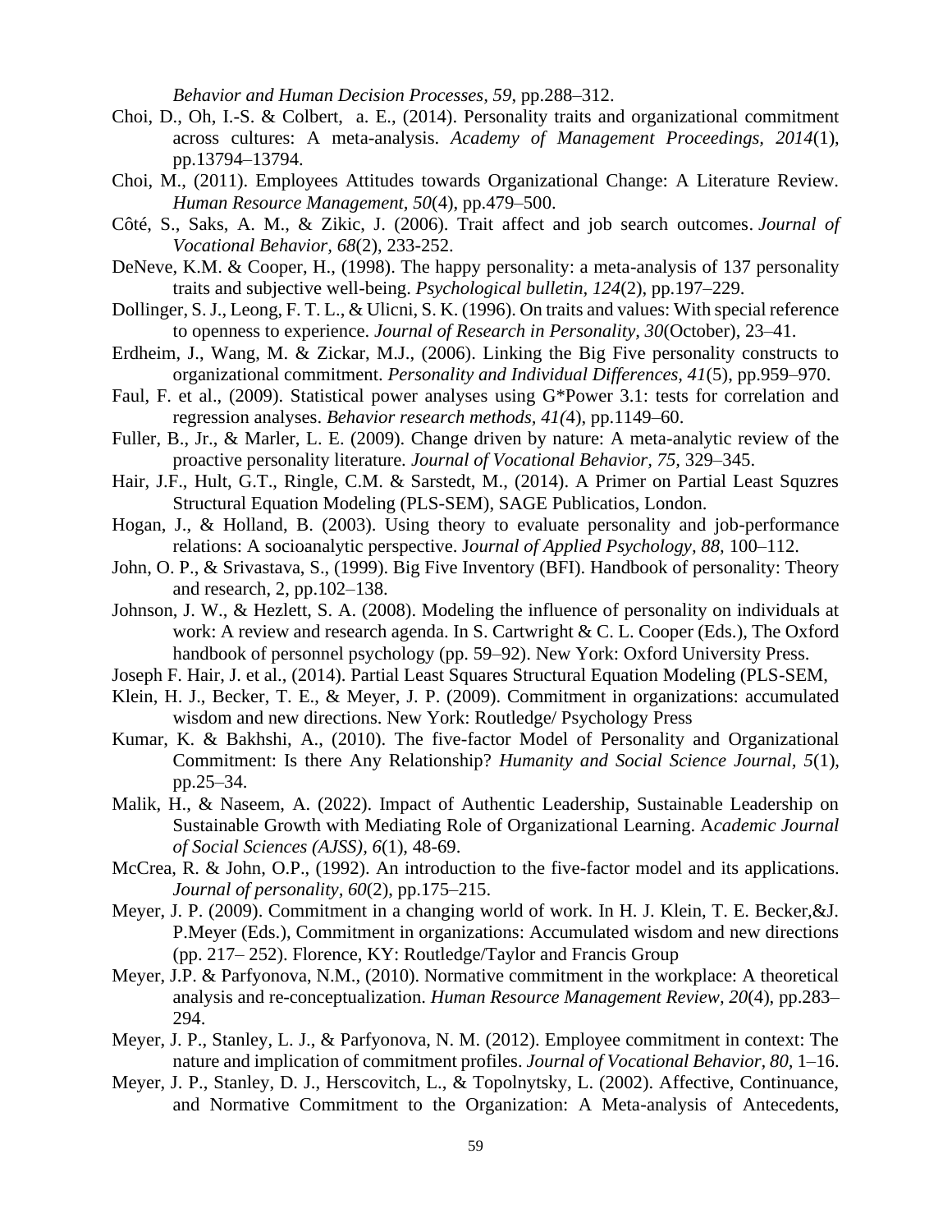*Behavior and Human Decision Processes, 59*, pp.288–312.

Choi, D., Oh, I.-S. & Colbert, a. E., (2014). Personality traits and organizational commitment across cultures: A meta-analysis. *Academy of Management Proceedings, 2014*(1), pp.13794–13794.

Choi, M., (2011). Employees Attitudes towards Organizational Change: A Literature Review. *Human Resource Management, 50*(4), pp.479–500.

Côté, S., Saks, A. M., & Zikic, J. (2006). Trait affect and job search outcomes. *Journal of Vocational Behavior, 68*(2), 233-252.

DeNeve, K.M. & Cooper, H., (1998). The happy personality: a meta-analysis of 137 personality traits and subjective well-being. *Psychological bulletin, 124*(2), pp.197–229.

Dollinger, S. J., Leong, F. T. L., & Ulicni, S. K. (1996). On traits and values: With special reference to openness to experience. *Journal of Research in Personality, 30*(October), 23–41.

Erdheim, J., Wang, M. & Zickar, M.J., (2006). Linking the Big Five personality constructs to organizational commitment. *Personality and Individual Differences, 41*(5), pp.959–970.

Faul, F. et al., (2009). Statistical power analyses using G*Power 3.1: tests for correlation and regression analyses. *Behavior research methods, 41(*4), pp.1149–60.

Fuller, B., Jr., & Marler, L. E. (2009). Change driven by nature: A meta-analytic review of the proactive personality literature. *Journal of Vocational Behavior, 75*, 329–345.

Hair, J.F., Hult, G.T., Ringle, C.M. & Sarstedt, M., (2014). A Primer on Partial Least Squzres Structural Equation Modeling (PLS-SEM), SAGE Publicatios, London.

Hogan, J., & Holland, B. (2003). Using theory to evaluate personality and job-performance relations: A socioanalytic perspective. J*ournal of Applied Psychology, 88*, 100–112.

John, O. P., & Srivastava, S., (1999). Big Five Inventory (BFI). Handbook of personality: Theory and research, 2, pp.102–138.

Johnson, J. W., & Hezlett, S. A. (2008). Modeling the influence of personality on individuals at work: A review and research agenda. In S. Cartwright & C. L. Cooper (Eds.), The Oxford handbook of personnel psychology (pp. 59–92). New York: Oxford University Press.

Joseph F. Hair, J. et al., (2014). Partial Least Squares Structural Equation Modeling (PLS-SEM,

Klein, H. J., Becker, T. E., & Meyer, J. P. (2009). Commitment in organizations: accumulated wisdom and new directions. New York: Routledge/ Psychology Press

Kumar, K. & Bakhshi, A., (2010). The five-factor Model of Personality and Organizational Commitment: Is there Any Relationship? *Humanity and Social Science Journal, 5*(1), pp.25–34.

Malik, H., & Naseem, A. (2022). Impact of Authentic Leadership, Sustainable Leadership on Sustainable Growth with Mediating Role of Organizational Learning. A*cademic Journal of Social Sciences (AJSS), 6*(1), 48-69.

McCrea, R. & John, O.P., (1992). An introduction to the five-factor model and its applications. *Journal of personality, 60*(2), pp.175–215.

Meyer, J. P. (2009). Commitment in a changing world of work. In H. J. Klein, T. E. Becker,&J. P.Meyer (Eds.), Commitment in organizations: Accumulated wisdom and new directions (pp. 217– 252). Florence, KY: Routledge/Taylor and Francis Group

Meyer, J.P. & Parfyonova, N.M., (2010). Normative commitment in the workplace: A theoretical analysis and re-conceptualization. *Human Resource Management Review, 20*(4), pp.283–294.

Meyer, J. P., Stanley, L. J., & Parfyonova, N. M. (2012). Employee commitment in context: The nature and implication of commitment profiles. *Journal of Vocational Behavior, 80*, 1–16.

Meyer, J. P., Stanley, D. J., Herscovitch, L., & Topolnytsky, L. (2002). Affective, Continuance, and Normative Commitment to the Organization: A Meta-analysis of Antecedents,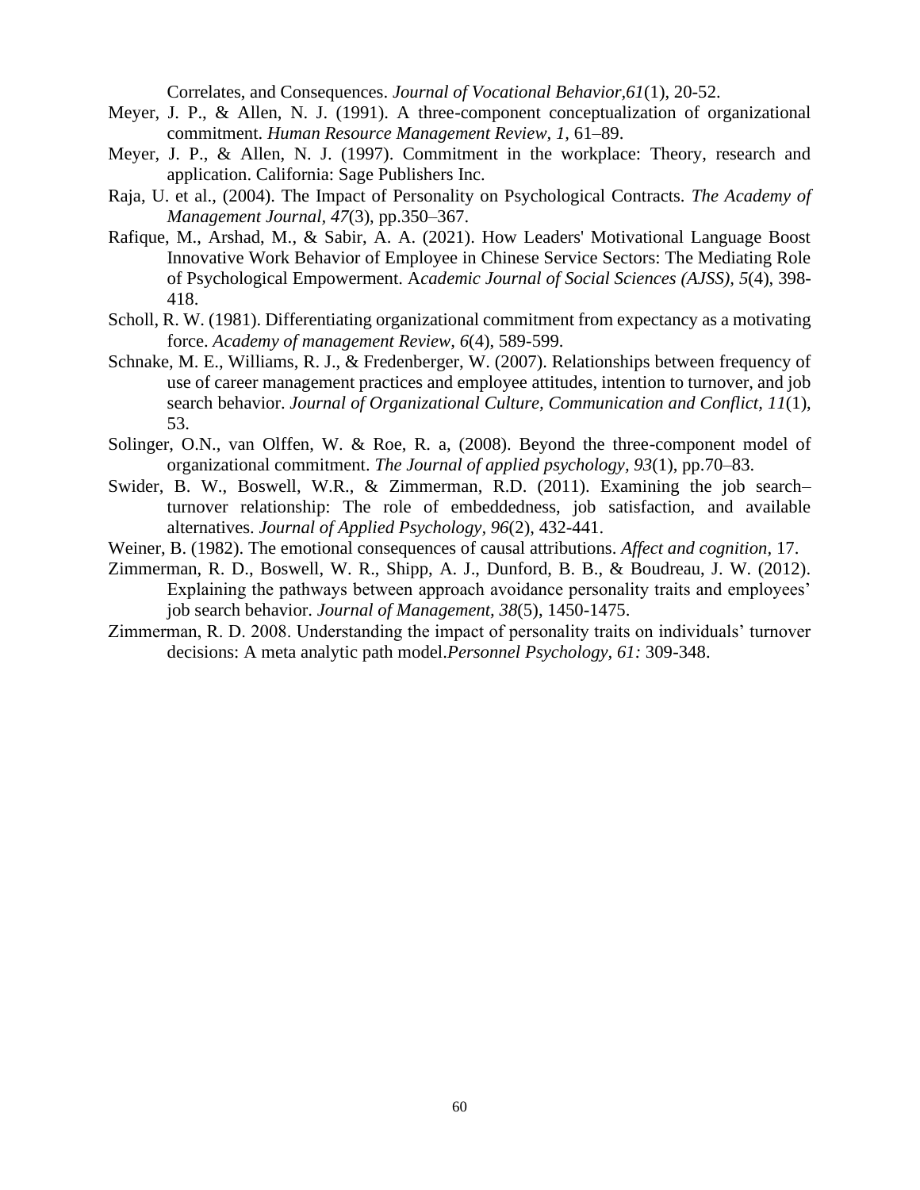Correlates, and Consequences. *Journal of Vocational Behavior,61*(1), 20-52.

Meyer, J. P., & Allen, N. J. (1991). A three-component conceptualization of organizational commitment. *Human Resource Management Review, 1,* 61–89.

Meyer, J. P., & Allen, N. J. (1997). Commitment in the workplace: Theory, research and application. California: Sage Publishers Inc.

Raja, U. et al., (2004). The Impact of Personality on Psychological Contracts. *The Academy of Management Journal, 47*(3), pp.350–367.

Rafique, M., Arshad, M., & Sabir, A. A. (2021). How Leaders' Motivational Language Boost Innovative Work Behavior of Employee in Chinese Service Sectors: The Mediating Role of Psychological Empowerment. A*cademic Journal of Social Sciences (AJSS), 5*(4), 398-418.

Scholl, R. W. (1981). Differentiating organizational commitment from expectancy as a motivating force. *Academy of management Review, 6*(4), 589-599.

Schnake, M. E., Williams, R. J., & Fredenberger, W. (2007). Relationships between frequency of use of career management practices and employee attitudes, intention to turnover, and job search behavior. *Journal of Organizational Culture, Communication and Conflict, 11*(1), 53.

Solinger, O.N., van Olffen, W. & Roe, R. a, (2008). Beyond the three-component model of organizational commitment. *The Journal of applied psychology, 93*(1), pp.70–83.

Swider, B. W., Boswell, W.R., & Zimmerman, R.D. (2011). Examining the job search–turnover relationship: The role of embeddedness, job satisfaction, and available alternatives. *Journal of Applied Psychology, 96*(2), 432-441.

Weiner, B. (1982). The emotional consequences of causal attributions. *Affect and cognition,* 17.

Zimmerman, R. D., Boswell, W. R., Shipp, A. J., Dunford, B. B., & Boudreau, J. W. (2012). Explaining the pathways between approach avoidance personality traits and employees' job search behavior. *Journal of Management, 38*(5), 1450-1475.

Zimmerman, R. D. 2008. Understanding the impact of personality traits on individuals' turnover decisions: A meta analytic path model.*Personnel Psychology, 61:* 309-348.